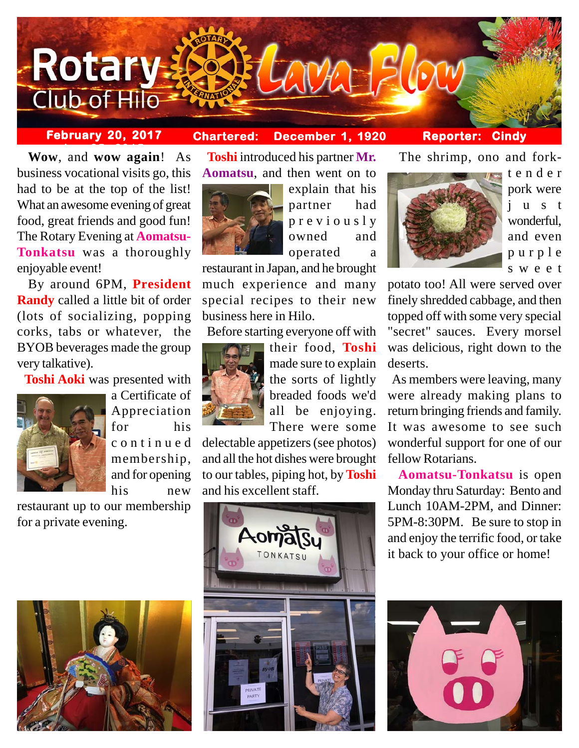# Rotary Club of Hilo — Lava Flow

**February 20, 2017** | **Chartered: December 1, 1920** | **Reporter: Cindy**

**Wow**, and **wow again**! As business vocational visits go, this had to be at the top of the list! What an awesome evening of great food, great friends and good fun! The Rotary Evening at **Aomatsu-Tonkatsu** was a thoroughly enjoyable event!

By around 6PM, **President Randy** called a little bit of order (lots of socializing, popping corks, tabs or whatever, the BYOB beverages made the group very talkative).

**Toshi Aoki** was presented with a Certificate of Appreciation for his continued membership, and for opening his new restaurant up to our membership for a private evening.

**Toshi** introduced his partner **Mr. Aomatsu**, and then went on to explain that his partner had previously owned and operated a restaurant in Japan, and he brought much experience and many special recipes to their new business here in Hilo.

Before starting everyone off with their food, **Toshi** made sure to explain the sorts of lightly breaded foods we'd all be enjoying. There were some delectable appetizers (see photos) and all the hot dishes were brought to our tables, piping hot, by **Toshi** and his excellent staff.

The shrimp, ono and fork-tender pork were just wonderful, and even purple sweet potato too! All were served over finely shredded cabbage, and then topped off with some very special "secret" sauces. Every morsel was delicious, right down to the deserts.

As members were leaving, many were already making plans to return bringing friends and family. It was awesome to see such wonderful support for one of our fellow Rotarians.

**Aomatsu-Tonkatsu** is open Monday thru Saturday: Bento and Lunch 10AM-2PM, and Dinner: 5PM-8:30PM. Be sure to stop in and enjoy the terrific food, or take it back to your office or home!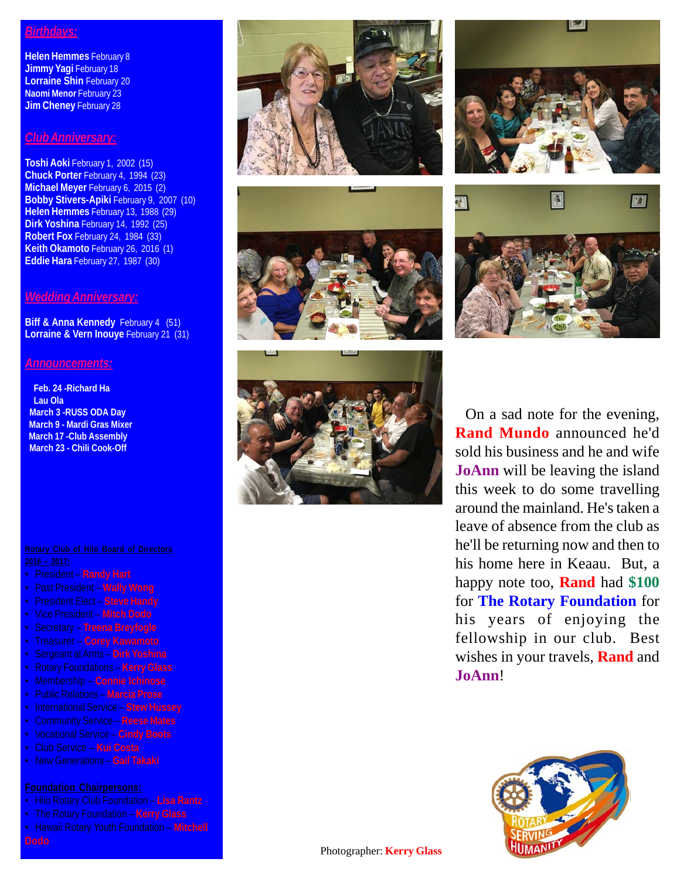## Birthdays:

**Helen Hemmes** February 8
**Jimmy Yagi** February 18
**Lorraine Shin** February 20
**Naomi Menor** February 23
**Jim Cheney** February 28

## Club Anniversary:

**Toshi Aoki** February 1, 2002 (15)
**Chuck Porter** February 4, 1994 (23)
**Michael Meyer** February 6, 2015 (2)
**Bobby Stivers-Apiki** February 9, 2007 (10)
**Helen Hemmes** February 13, 1988 (29)
**Dirk Yoshina** February 14, 1992 (25)
**Robert Fox** February 24, 1984 (33)
**Keith Okamoto** February 26, 2016 (1)
**Eddie Hara** February 27, 1987 (30)

## Wedding Anniversary:

**Biff & Anna Kennedy** February 4 (51)
**Lorraine & Vern Inouye** February 21 (31)

## Announcements:

**Feb. 24 -Richard Ha Lau Ola**
**March 3 -RUSS ODA Day**
**March 9 - Mardi Gras Mixer**
**March 17 -Club Assembly**
**March 23 - Chili Cook-Off**

**Rotary Club of Hilo Board of Directors 2016 – 2017:**

- President – Randy Hart
- Past President – Wally Wong
- President Elect – Steve Handy
- Vice President – Mitch Dodo
- Secretary – Treena Breyfogle
- Treasurer – Corey Kawamoto
- Sergeant at Arms – Dirk Yoshina
- Rotary Foundations – Kerry Glass
- Membership – Connie Ichinose
- Public Relations – Marcia Prose
- International Service – Stew Hussey
- Community Service – Reese Mates
- Vocational Service – Cindy Boots
- Club Service – Kui Costa
- New Generations – Gail Takaki

**Foundation Chairpersons:**

- Hilo Rotary Club Foundation – Lisa Rantz
- The Rotary Foundation – Kerry Glass
- Hawaii Rotary Youth Foundation – Mitchell Dodo

On a sad note for the evening, **Rand Mundo** announced he'd sold his business and he and wife **JoAnn** will be leaving the island this week to do some travelling around the mainland. He's taken a leave of absence from the club as he'll be returning now and then to his home here in Keaau. But, a happy note too, **Rand** had **$100** for **The Rotary Foundation** for his years of enjoying the fellowship in our club. Best wishes in your travels, **Rand** and **JoAnn**!

Photographer: **Kerry Glass**